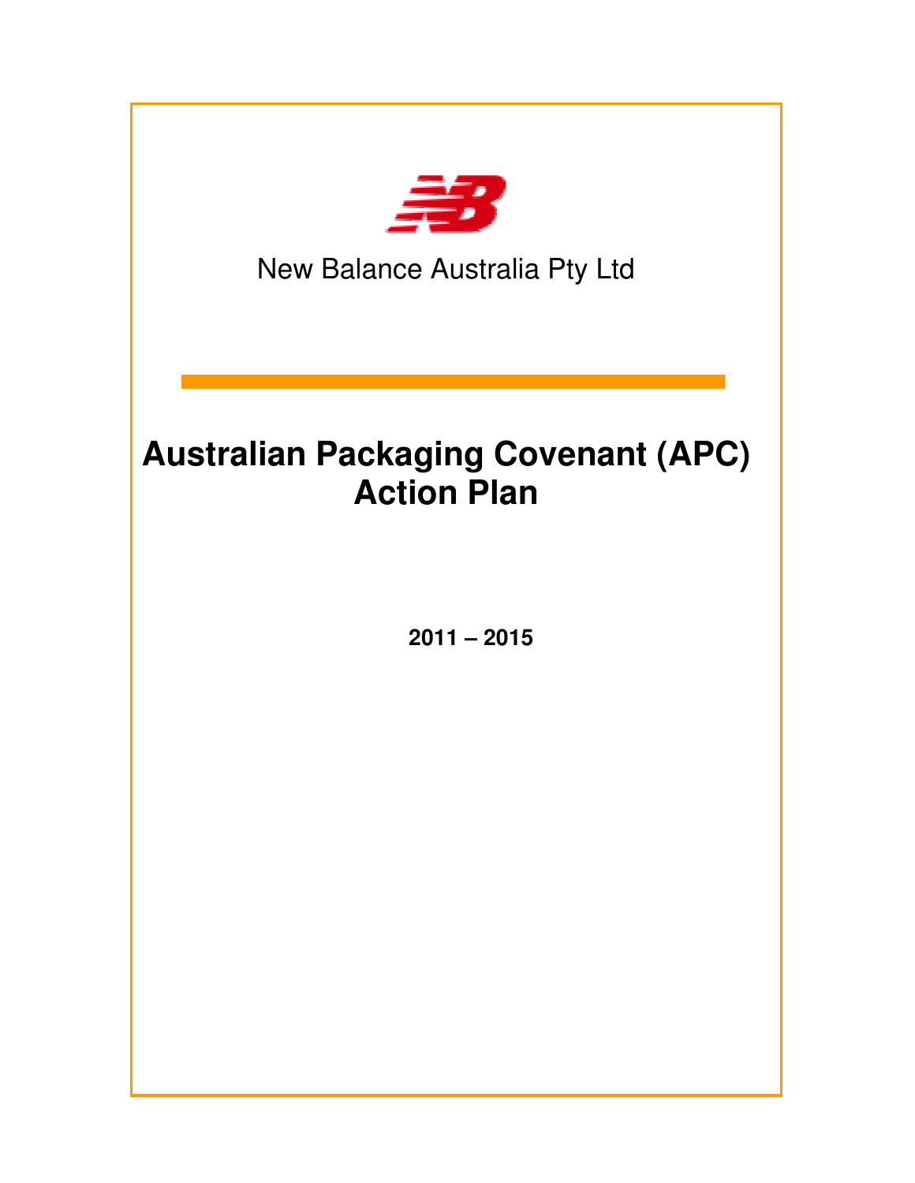New Balance Australia Pty Ltd

# Australian Packaging Covenant (APC) Action Plan

**2011 – 2015**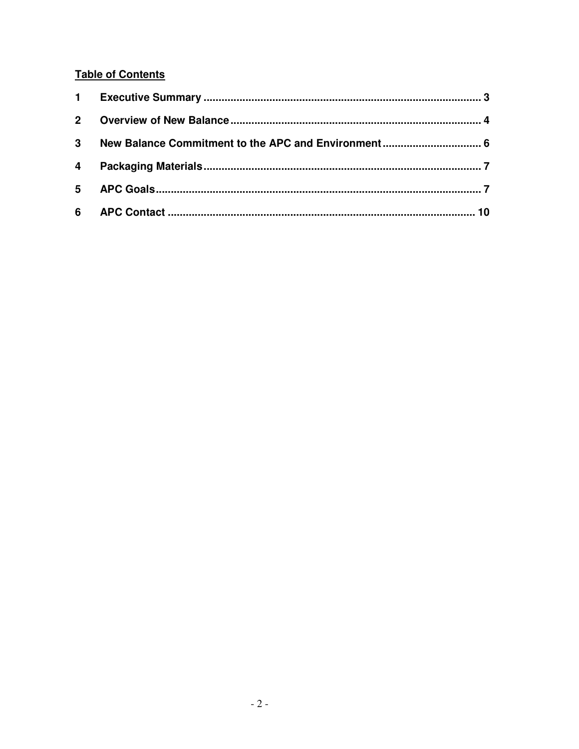**Table of Contents**

| | | |
|---|---|---|
| **1** | **Executive Summary** | **3** |
| **2** | **Overview of New Balance** | **4** |
| **3** | **New Balance Commitment to the APC and Environment** | **6** |
| **4** | **Packaging Materials** | **7** |
| **5** | **APC Goals** | **7** |
| **6** | **APC Contact** | **10** |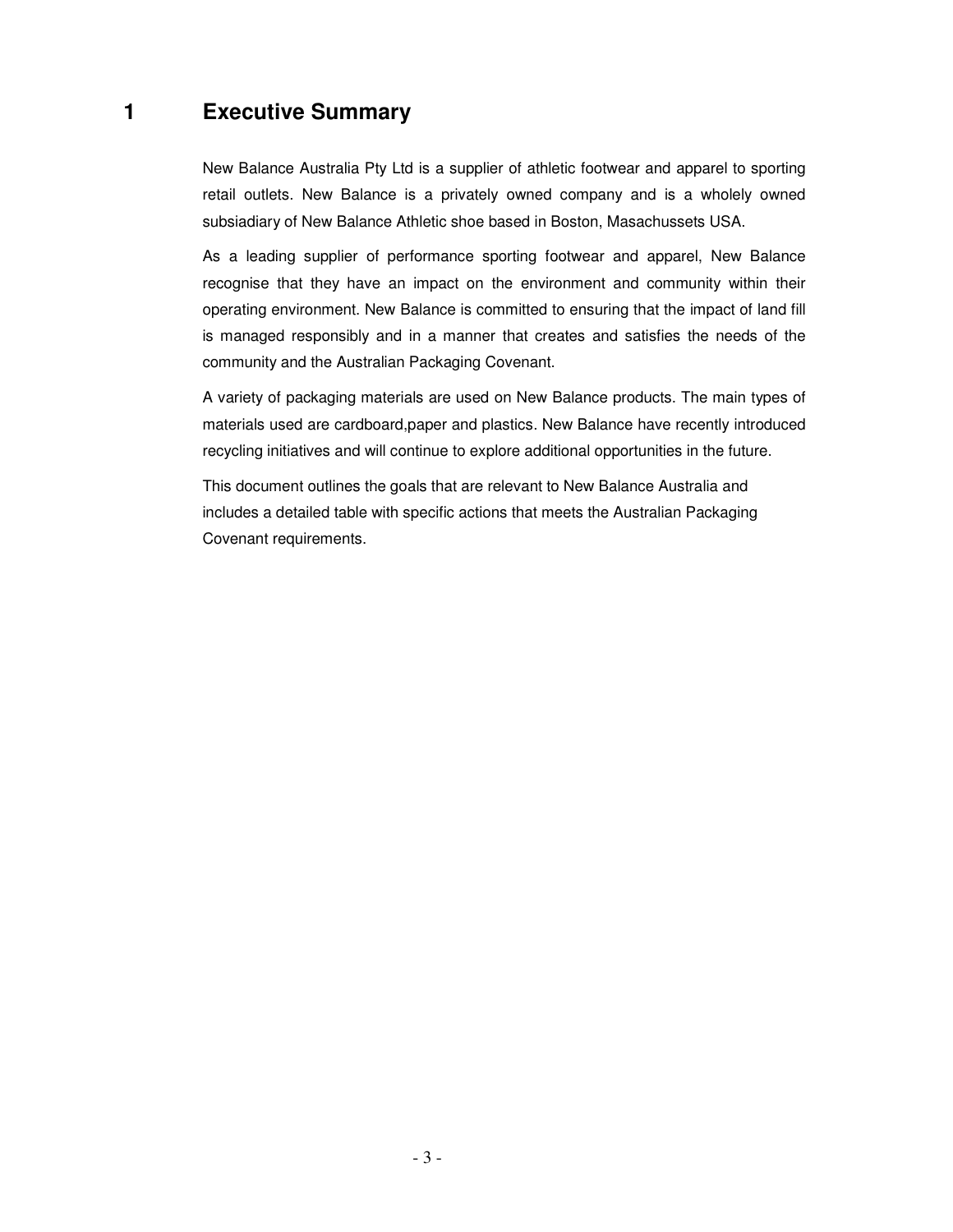# 1 Executive Summary

New Balance Australia Pty Ltd is a supplier of athletic footwear and apparel to sporting retail outlets. New Balance is a privately owned company and is a wholely owned subsiadiary of New Balance Athletic shoe based in Boston, Masachussets USA.

As a leading supplier of performance sporting footwear and apparel, New Balance recognise that they have an impact on the environment and community within their operating environment. New Balance is committed to ensuring that the impact of land fill is managed responsibly and in a manner that creates and satisfies the needs of the community and the Australian Packaging Covenant.

A variety of packaging materials are used on New Balance products. The main types of materials used are cardboard,paper and plastics. New Balance have recently introduced recycling initiatives and will continue to explore additional opportunities in the future.

This document outlines the goals that are relevant to New Balance Australia and includes a detailed table with specific actions that meets the Australian Packaging Covenant requirements.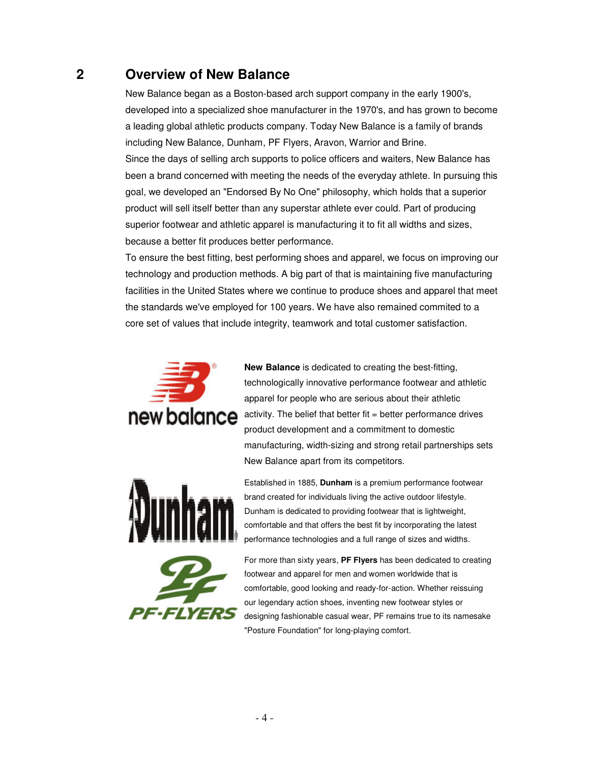## 2 Overview of New Balance

New Balance began as a Boston-based arch support company in the early 1900's, developed into a specialized shoe manufacturer in the 1970's, and has grown to become a leading global athletic products company. Today New Balance is a family of brands including New Balance, Dunham, PF Flyers, Aravon, Warrior and Brine.

Since the days of selling arch supports to police officers and waiters, New Balance has been a brand concerned with meeting the needs of the everyday athlete. In pursuing this goal, we developed an "Endorsed By No One" philosophy, which holds that a superior product will sell itself better than any superstar athlete ever could. Part of producing superior footwear and athletic apparel is manufacturing it to fit all widths and sizes, because a better fit produces better performance.

To ensure the best fitting, best performing shoes and apparel, we focus on improving our technology and production methods. A big part of that is maintaining five manufacturing facilities in the United States where we continue to produce shoes and apparel that meet the standards we've employed for 100 years. We have also remained commited to a core set of values that include integrity, teamwork and total customer satisfaction.

**New Balance** is dedicated to creating the best-fitting, technologically innovative performance footwear and athletic apparel for people who are serious about their athletic activity. The belief that better fit = better performance drives product development and a commitment to domestic manufacturing, width-sizing and strong retail partnerships sets New Balance apart from its competitors.

Established in 1885, **Dunham** is a premium performance footwear brand created for individuals living the active outdoor lifestyle. Dunham is dedicated to providing footwear that is lightweight, comfortable and that offers the best fit by incorporating the latest performance technologies and a full range of sizes and widths.

For more than sixty years, **PF Flyers** has been dedicated to creating footwear and apparel for men and women worldwide that is comfortable, good looking and ready-for-action. Whether reissuing our legendary action shoes, inventing new footwear styles or designing fashionable casual wear, PF remains true to its namesake "Posture Foundation" for long-playing comfort.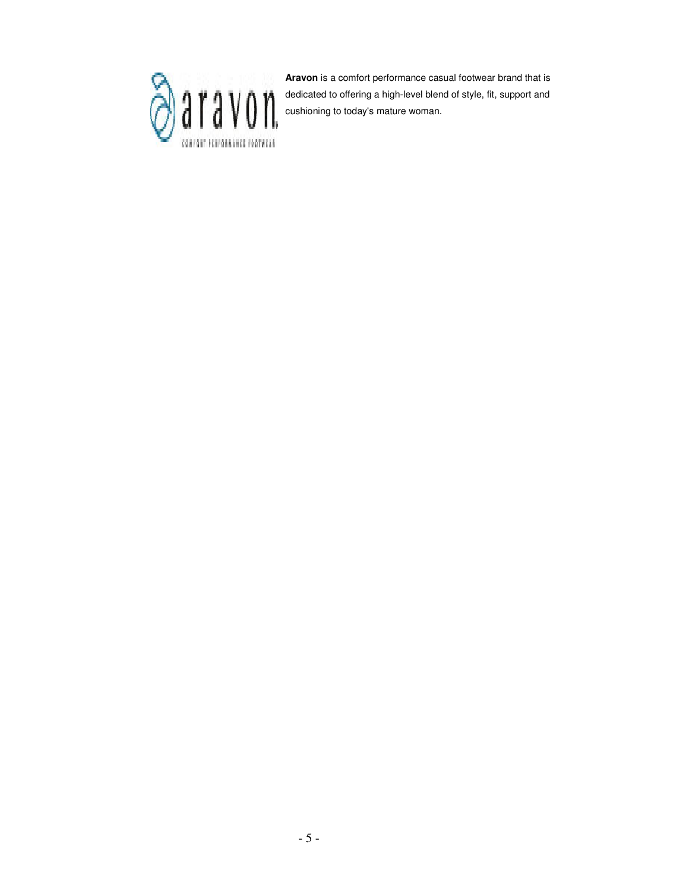**Aravon** is a comfort performance casual footwear brand that is dedicated to offering a high-level blend of style, fit, support and cushioning to today's mature woman.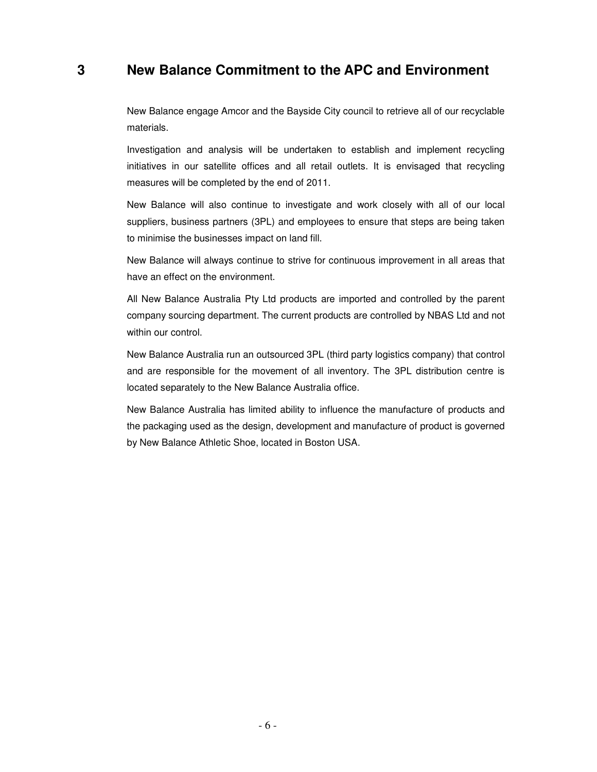# 3 New Balance Commitment to the APC and Environment

New Balance engage Amcor and the Bayside City council to retrieve all of our recyclable materials.

Investigation and analysis will be undertaken to establish and implement recycling initiatives in our satellite offices and all retail outlets. It is envisaged that recycling measures will be completed by the end of 2011.

New Balance will also continue to investigate and work closely with all of our local suppliers, business partners (3PL) and employees to ensure that steps are being taken to minimise the businesses impact on land fill.

New Balance will always continue to strive for continuous improvement in all areas that have an effect on the environment.

All New Balance Australia Pty Ltd products are imported and controlled by the parent company sourcing department. The current products are controlled by NBAS Ltd and not within our control.

New Balance Australia run an outsourced 3PL (third party logistics company) that control and are responsible for the movement of all inventory. The 3PL distribution centre is located separately to the New Balance Australia office.

New Balance Australia has limited ability to influence the manufacture of products and the packaging used as the design, development and manufacture of product is governed by New Balance Athletic Shoe, located in Boston USA.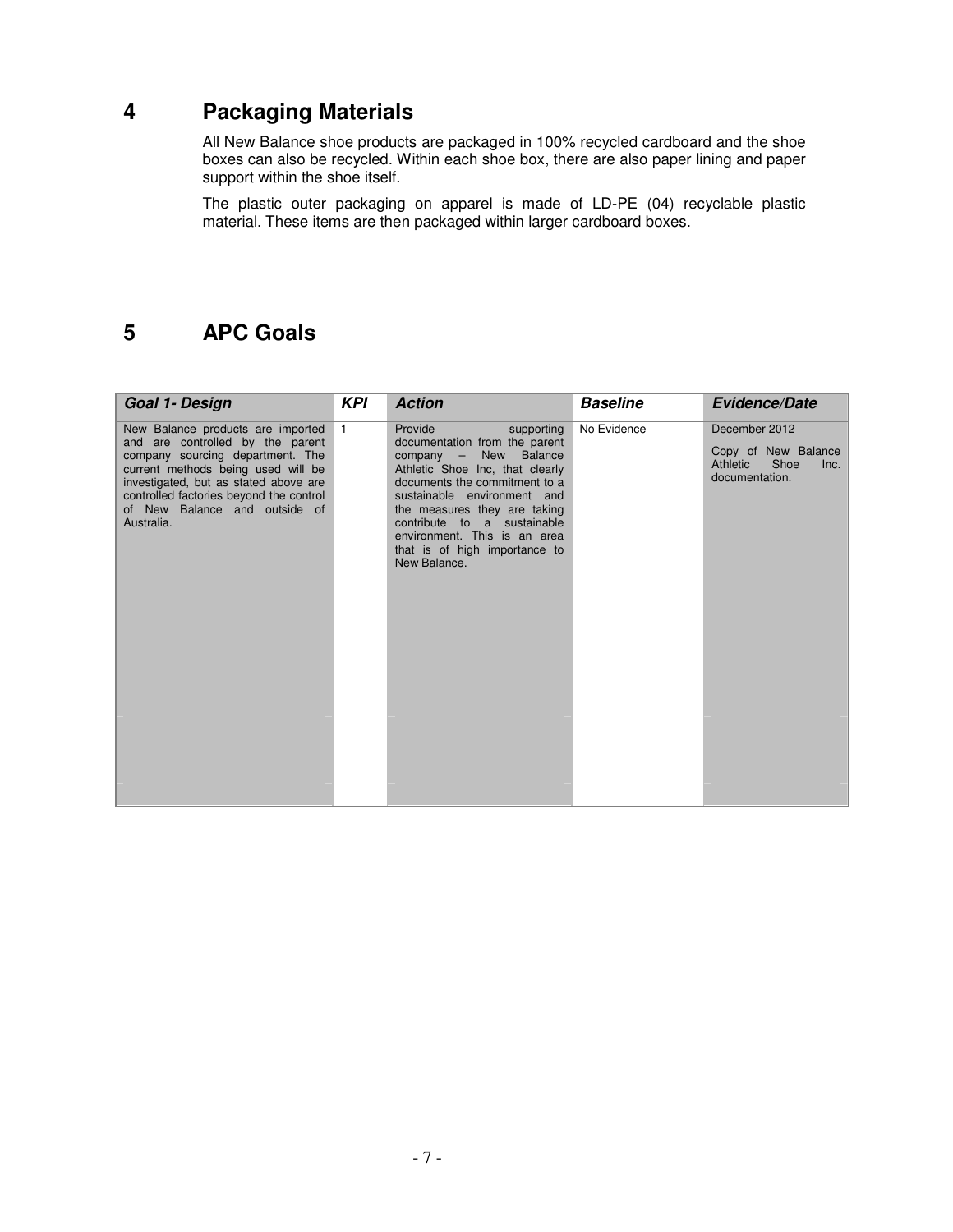# 4 Packaging Materials

All New Balance shoe products are packaged in 100% recycled cardboard and the shoe boxes can also be recycled. Within each shoe box, there are also paper lining and paper support within the shoe itself.

The plastic outer packaging on apparel is made of LD-PE (04) recyclable plastic material. These items are then packaged within larger cardboard boxes.

# 5 APC Goals

| ***Goal 1- Design*** | ***KPI*** | ***Action*** | ***Baseline*** | ***Evidence/Date*** |
|---|---|---|---|---|
| New Balance products are imported and are controlled by the parent company sourcing department. The current methods being used will be investigated, but as stated above are controlled factories beyond the control of New Balance and outside of Australia. | 1 | Provide supporting documentation from the parent company – New Balance Athletic Shoe Inc, that clearly documents the commitment to a sustainable environment and the measures they are taking contribute to a sustainable environment. This is an area that is of high importance to New Balance. | No Evidence | December 2012<br><br>Copy of New Balance Athletic Shoe Inc. documentation. |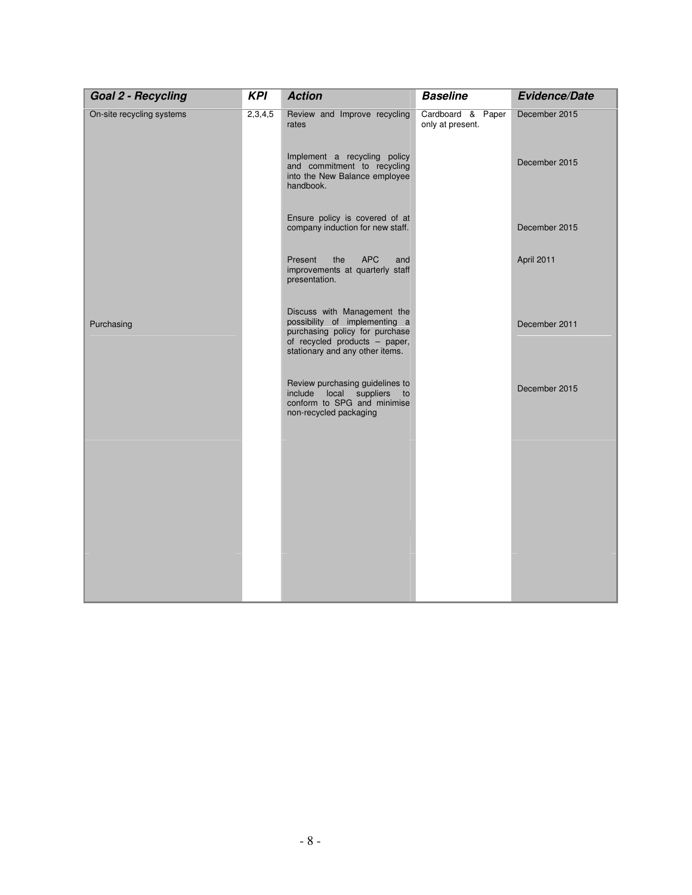| Goal 2 - Recycling | KPI | Action | Baseline | Evidence/Date |
|---|---|---|---|---|
| On-site recycling systems | 2,3,4,5 | Review and Improve recycling rates | Cardboard & Paper only at present. | December 2015 |
| | | Implement a recycling policy and commitment to recycling into the New Balance employee handbook. | | December 2015 |
| | | Ensure policy is covered of at company induction for new staff. | | December 2015 |
| | | Present the APC and improvements at quarterly staff presentation. | | April 2011 |
| Purchasing | | Discuss with Management the possibility of implementing a purchasing policy for purchase of recycled products – paper, stationary and any other items. | | December 2011 |
| | | Review purchasing guidelines to include local suppliers to conform to SPG and minimise non-recycled packaging | | December 2015 |
| | | | | |
| | | | | |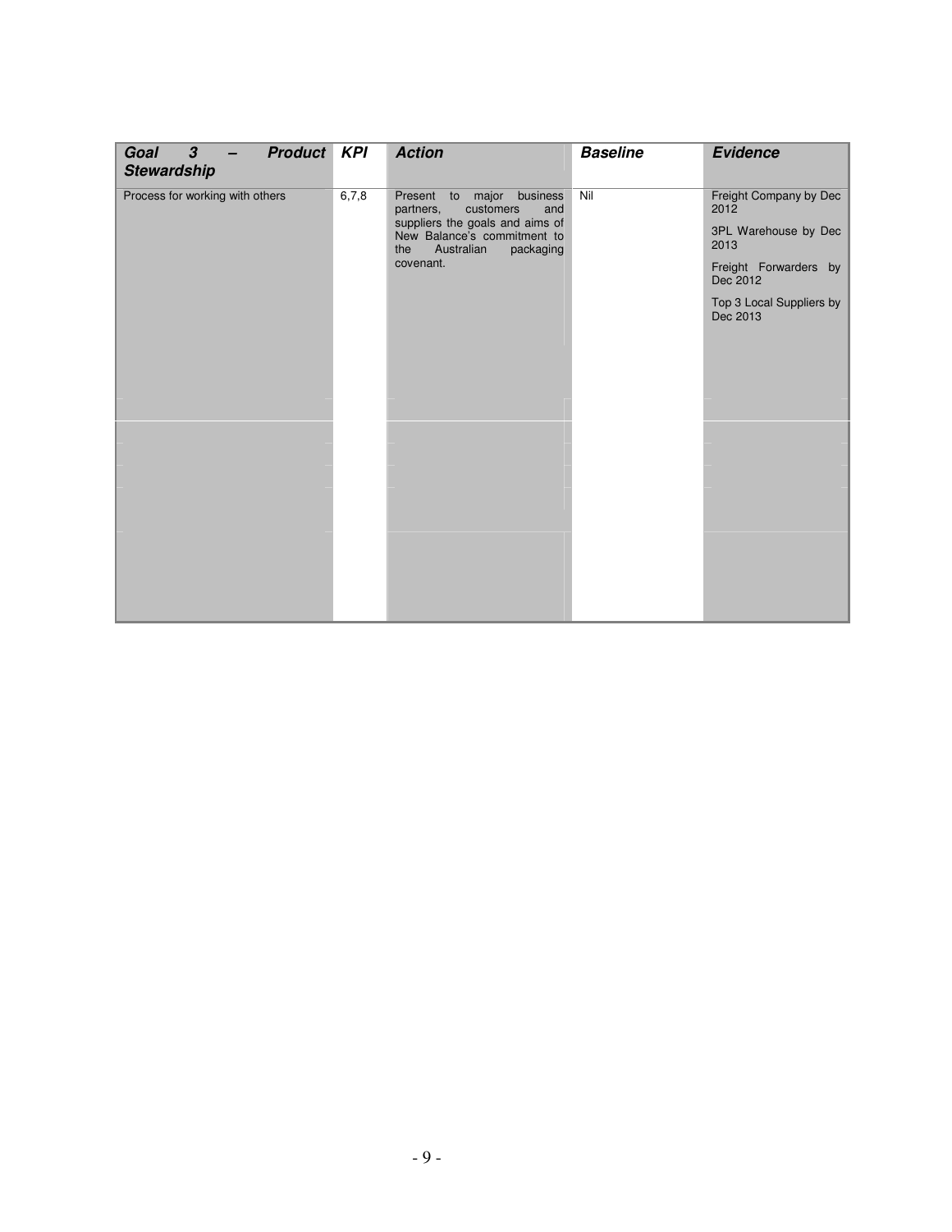| *Goal 3 – Product Stewardship* | *KPI* | *Action* | *Baseline* | *Evidence* |
|---|---|---|---|---|
| Process for working with others | 6,7,8 | Present to major business partners, customers and suppliers the goals and aims of New Balance's commitment to the Australian packaging covenant. | Nil | Freight Company by Dec 2012<br><br>3PL Warehouse by Dec 2013<br><br>Freight Forwarders by Dec 2012<br><br>Top 3 Local Suppliers by Dec 2013 |
| | | | | |
| | | | | |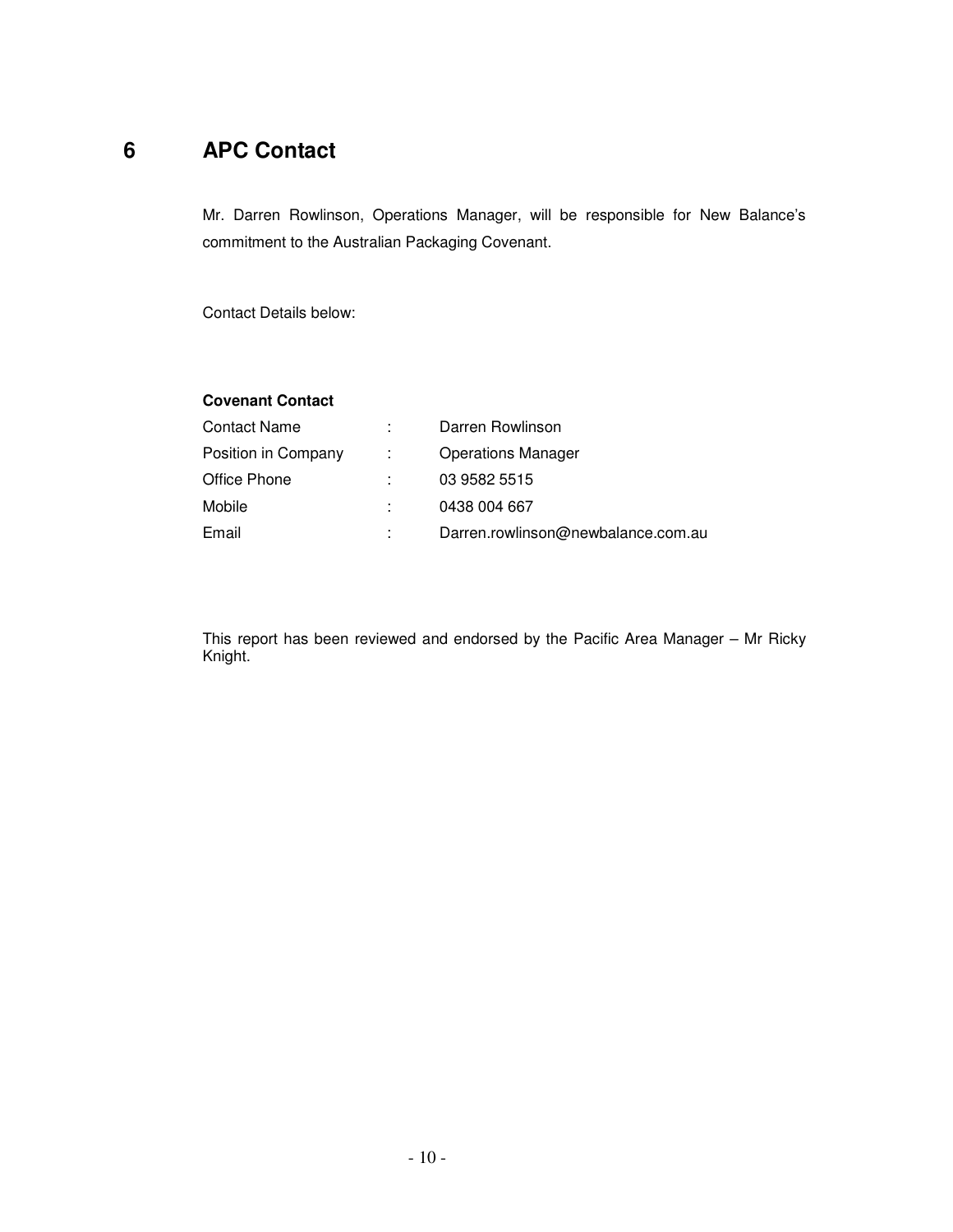# 6 APC Contact

Mr. Darren Rowlinson, Operations Manager, will be responsible for New Balance's commitment to the Australian Packaging Covenant.

Contact Details below:

**Covenant Contact**

| | | |
|---|---|---|
| Contact Name | : | Darren Rowlinson |
| Position in Company | : | Operations Manager |
| Office Phone | : | 03 9582 5515 |
| Mobile | : | 0438 004 667 |
| Email | : | Darren.rowlinson@newbalance.com.au |

This report has been reviewed and endorsed by the Pacific Area Manager – Mr Ricky Knight.